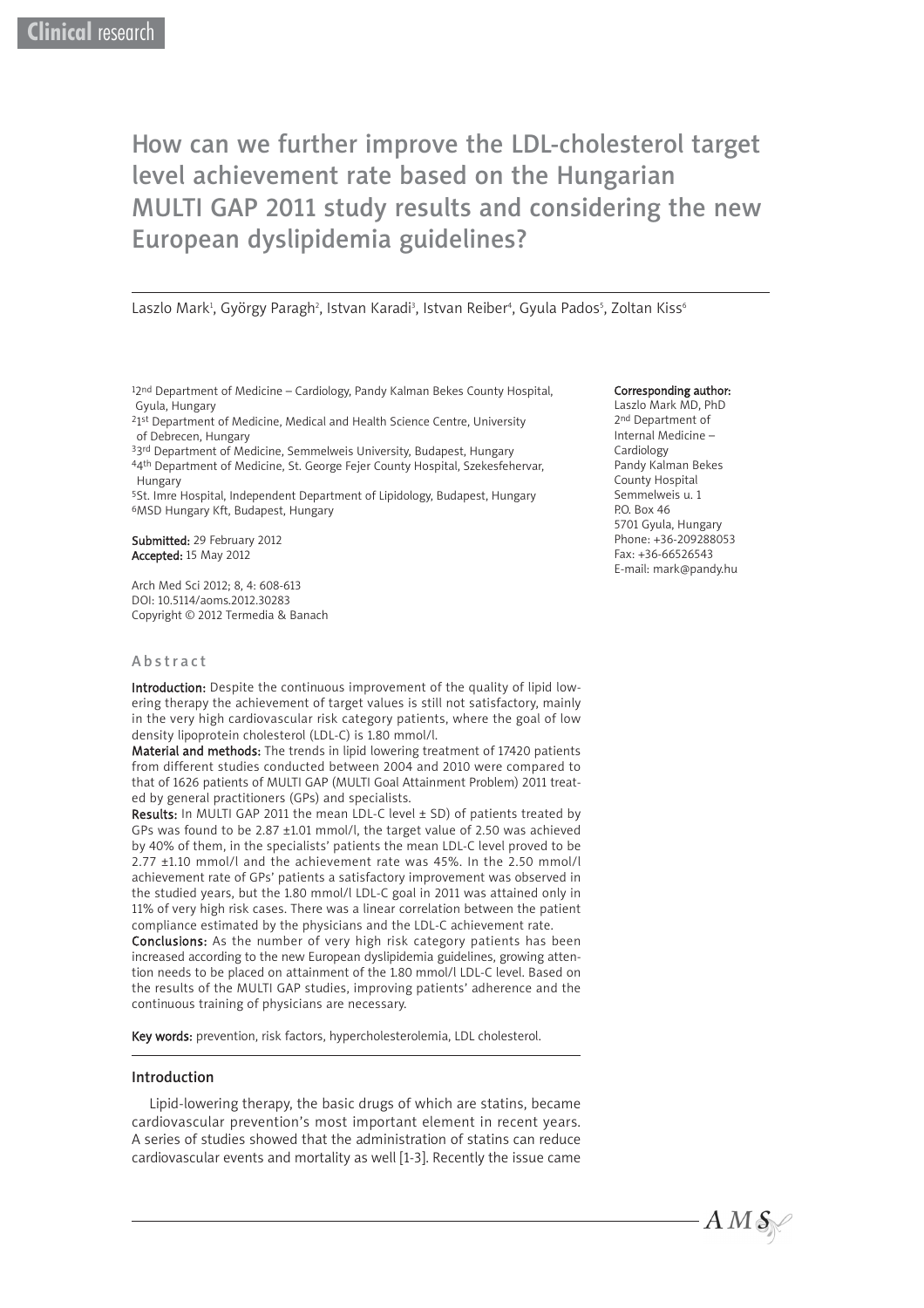# How can we further improve the LDL-cholesterol target level achievement rate based on the Hungarian MULTI GAP 2011 study results and considering the new European dyslipidemia guidelines?

Laszlo Mark[1], György Paragh[2], Istvan Karadi[3], Istvan Reiber[4], Gyula Pados[5], Zoltan Kiss[6]

[1]2nd Department of Medicine – Cardiology, Pandy Kalman Bekes County Hospital, Gyula, Hungary
[2]1st Department of Medicine, Medical and Health Science Centre, University of Debrecen, Hungary
[3]3rd Department of Medicine, Semmelweis University, Budapest, Hungary
[4]4th Department of Medicine, St. George Fejer County Hospital, Szekesfehervar, Hungary
[5]St. Imre Hospital, Independent Department of Lipidology, Budapest, Hungary
[6]MSD Hungary Kft, Budapest, Hungary

**Submitted:** 29 February 2012
**Accepted:** 15 May 2012

Arch Med Sci 2012; 8, 4: 608-613
DOI: 10.5114/aoms.2012.30283
Copyright © 2012 Termedia & Banach

**Corresponding author:**
Laszlo Mark MD, PhD
2nd Department of Internal Medicine – Cardiology
Pandy Kalman Bekes County Hospital
Semmelweis u. 1
P.O. Box 46
5701 Gyula, Hungary
Phone: +36-209288053
Fax: +36-66526543
E-mail: mark@pandy.hu

## Abstract

**Introduction:** Despite the continuous improvement of the quality of lipid lowering therapy the achievement of target values is still not satisfactory, mainly in the very high cardiovascular risk category patients, where the goal of low density lipoprotein cholesterol (LDL-C) is 1.80 mmol/l.

**Material and methods:** The trends in lipid lowering treatment of 17420 patients from different studies conducted between 2004 and 2010 were compared to that of 1626 patients of MULTI GAP (MULTI Goal Attainment Problem) 2011 treated by general practitioners (GPs) and specialists.

**Results:** In MULTI GAP 2011 the mean LDL-C level ± SD) of patients treated by GPs was found to be 2.87 ±1.01 mmol/l, the target value of 2.50 was achieved by 40% of them, in the specialists' patients the mean LDL-C level proved to be 2.77 ±1.10 mmol/l and the achievement rate was 45%. In the 2.50 mmol/l achievement rate of GPs' patients a satisfactory improvement was observed in the studied years, but the 1.80 mmol/l LDL-C goal in 2011 was attained only in 11% of very high risk cases. There was a linear correlation between the patient compliance estimated by the physicians and the LDL-C achievement rate.

**Conclusions:** As the number of very high risk category patients has been increased according to the new European dyslipidemia guidelines, growing attention needs to be placed on attainment of the 1.80 mmol/l LDL-C level. Based on the results of the MULTI GAP studies, improving patients' adherence and the continuous training of physicians are necessary.

**Key words:** prevention, risk factors, hypercholesterolemia, LDL cholesterol.

## Introduction

Lipid-lowering therapy, the basic drugs of which are statins, became cardiovascular prevention's most important element in recent years. A series of studies showed that the administration of statins can reduce cardiovascular events and mortality as well [1-3]. Recently the issue came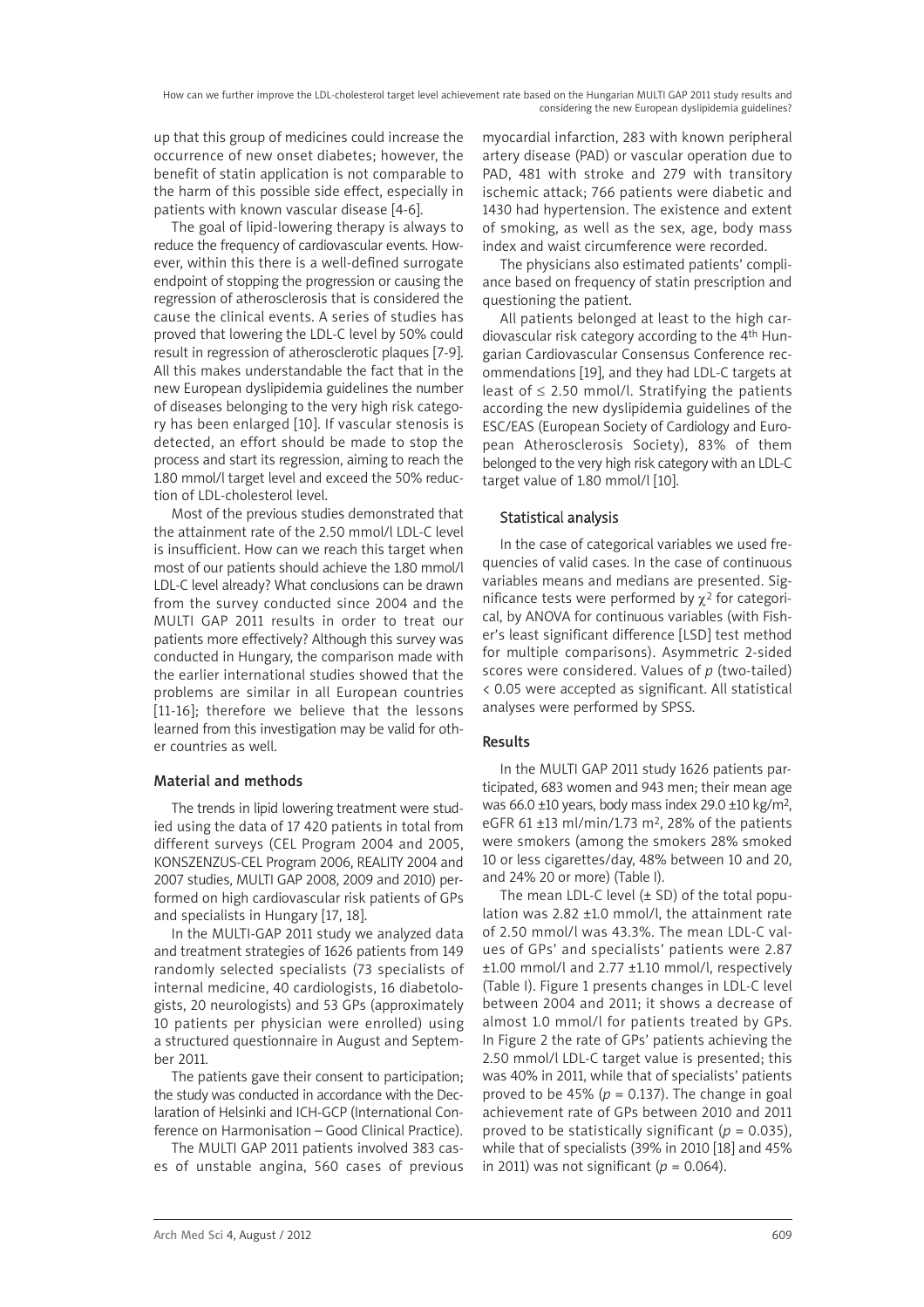up that this group of medicines could increase the occurrence of new onset diabetes; however, the benefit of statin application is not comparable to the harm of this possible side effect, especially in patients with known vascular disease [4-6].

The goal of lipid-lowering therapy is always to reduce the frequency of cardiovascular events. However, within this there is a well-defined surrogate endpoint of stopping the progression or causing the regression of atherosclerosis that is considered the cause the clinical events. A series of studies has proved that lowering the LDL-C level by 50% could result in regression of atherosclerotic plaques [7-9]. All this makes understandable the fact that in the new European dyslipidemia guidelines the number of diseases belonging to the very high risk category has been enlarged [10]. If vascular stenosis is detected, an effort should be made to stop the process and start its regression, aiming to reach the 1.80 mmol/l target level and exceed the 50% reduction of LDL-cholesterol level.

Most of the previous studies demonstrated that the attainment rate of the 2.50 mmol/l LDL-C level is insufficient. How can we reach this target when most of our patients should achieve the 1.80 mmol/l LDL-C level already? What conclusions can be drawn from the survey conducted since 2004 and the MULTI GAP 2011 results in order to treat our patients more effectively? Although this survey was conducted in Hungary, the comparison made with the earlier international studies showed that the problems are similar in all European countries [11-16]; therefore we believe that the lessons learned from this investigation may be valid for other countries as well.

## Material and methods

The trends in lipid lowering treatment were studied using the data of 17 420 patients in total from different surveys (CEL Program 2004 and 2005, KONSZENZUS-CEL Program 2006, REALITY 2004 and 2007 studies, MULTI GAP 2008, 2009 and 2010) performed on high cardiovascular risk patients of GPs and specialists in Hungary [17, 18].

In the MULTI-GAP 2011 study we analyzed data and treatment strategies of 1626 patients from 149 randomly selected specialists (73 specialists of internal medicine, 40 cardiologists, 16 diabetologists, 20 neurologists) and 53 GPs (approximately 10 patients per physician were enrolled) using a structured questionnaire in August and September 2011.

The patients gave their consent to participation; the study was conducted in accordance with the Declaration of Helsinki and ICH-GCP (International Conference on Harmonisation – Good Clinical Practice).

The MULTI GAP 2011 patients involved 383 cases of unstable angina, 560 cases of previous myocardial infarction, 283 with known peripheral artery disease (PAD) or vascular operation due to PAD, 481 with stroke and 279 with transitory ischemic attack; 766 patients were diabetic and 1430 had hypertension. The existence and extent of smoking, as well as the sex, age, body mass index and waist circumference were recorded.

The physicians also estimated patients' compliance based on frequency of statin prescription and questioning the patient.

All patients belonged at least to the high cardiovascular risk category according to the 4th Hungarian Cardiovascular Consensus Conference recommendations [19], and they had LDL-C targets at least of ≤ 2.50 mmol/l. Stratifying the patients according the new dyslipidemia guidelines of the ESC/EAS (European Society of Cardiology and European Atherosclerosis Society), 83% of them belonged to the very high risk category with an LDL-C target value of 1.80 mmol/l [10].

### Statistical analysis

In the case of categorical variables we used frequencies of valid cases. In the case of continuous variables means and medians are presented. Significance tests were performed by $\chi^2$ for categorical, by ANOVA for continuous variables (with Fisher's least significant difference [LSD] test method for multiple comparisons). Asymmetric 2-sided scores were considered. Values of *p* (two-tailed) < 0.05 were accepted as significant. All statistical analyses were performed by SPSS.

## Results

In the MULTI GAP 2011 study 1626 patients participated, 683 women and 943 men; their mean age was 66.0 ±10 years, body mass index 29.0 ±10 kg/m$^2$, eGFR 61 ±13 ml/min/1.73 m$^2$, 28% of the patients were smokers (among the smokers 28% smoked 10 or less cigarettes/day, 48% between 10 and 20, and 24% 20 or more) (Table I).

The mean LDL-C level (± SD) of the total population was 2.82 ±1.0 mmol/l, the attainment rate of 2.50 mmol/l was 43.3%. The mean LDL-C values of GPs' and specialists' patients were 2.87 ±1.00 mmol/l and 2.77 ±1.10 mmol/l, respectively (Table I). Figure 1 presents changes in LDL-C level between 2004 and 2011; it shows a decrease of almost 1.0 mmol/l for patients treated by GPs. In Figure 2 the rate of GPs' patients achieving the 2.50 mmol/l LDL-C target value is presented; this was 40% in 2011, while that of specialists' patients proved to be 45% ($p = 0.137$). The change in goal achievement rate of GPs between 2010 and 2011 proved to be statistically significant ($p = 0.035$), while that of specialists (39% in 2010 [18] and 45% in 2011) was not significant ($p = 0.064$).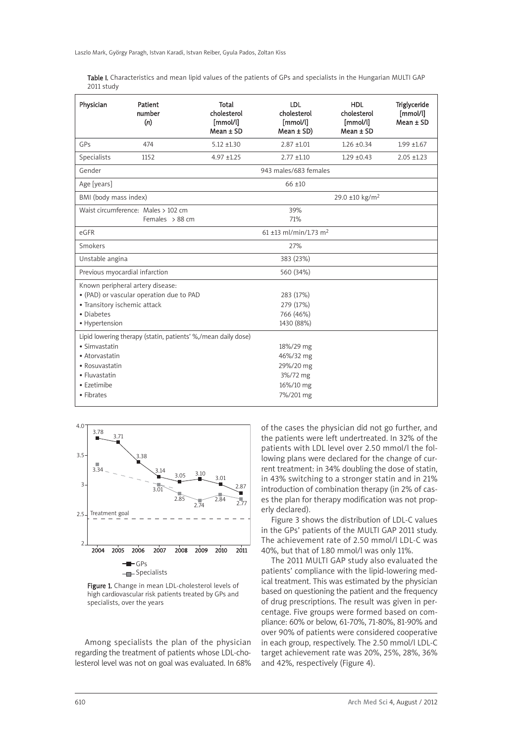Table I. Characteristics and mean lipid values of the patients of GPs and specialists in the Hungarian MULTI GAP 2011 study

| Physician | Patient number (n) | Total cholesterol [mmol/l] Mean ± SD | LDL cholesterol [mmol/l] Mean ± SD) | HDL cholesterol [mmol/l] Mean ± SD | Triglyceride [mmol/l] Mean ± SD |
|---|---|---|---|---|---|
| GPs | 474 | 5.12 ±1.30 | 2.87 ±1.01 | 1.26 ±0.34 | 1.99 ±1.67 |
| Specialists | 1152 | 4.97 ±1.25 | 2.77 ±1.10 | 1.29 ±0.43 | 2.05 ±1.23 |
| Gender | | | 943 males/683 females | | |
| Age [years] | | | 66 ±10 | | |
| BMI (body mass index) | | | | 29.0 ±10 kg/m$^2$ | |
| Waist circumference: Males > 102 cm | | | 39% | | |
| Females > 88 cm | | | 71% | | |
| eGFR | | | 61 ±13 ml/min/1.73 m$^2$ | | |
| Smokers | | | 27% | | |
| Unstable angina | | | 383 (23%) | | |
| Previous myocardial infarction | | | 560 (34%) | | |
| Known peripheral artery disease: | | | | | |
| • (PAD) or vascular operation due to PAD | | | 283 (17%) | | |
| • Transitory ischemic attack | | | 279 (17%) | | |
| • Diabetes | | | 766 (46%) | | |
| • Hypertension | | | 1430 (88%) | | |
| Lipid lowering therapy (statin, patients' %,/mean daily dose) | | | | | |
| • Simvastatin | | | 18%/29 mg | | |
| • Atorvastatin | | | 46%/32 mg | | |
| • Rosuvastatin | | | 29%/20 mg | | |
| • Fluvastatin | | | 3%/72 mg | | |
| • Ezetimibe | | | 16%/10 mg | | |
| • Fibrates | | | 7%/201 mg | | |

Figure 1. Change in mean LDL-cholesterol levels of high cardiovascular risk patients treated by GPs and specialists, over the years

Among specialists the plan of the physician regarding the treatment of patients whose LDL-cholesterol level was not on goal was evaluated. In 68% of the cases the physician did not go further, and the patients were left undertreated. In 32% of the patients with LDL level over 2.50 mmol/l the following plans were declared for the change of current treatment: in 34% doubling the dose of statin, in 43% switching to a stronger statin and in 21% introduction of combination therapy (in 2% of cases the plan for therapy modification was not properly declared).

Figure 3 shows the distribution of LDL-C values in the GPs' patients of the MULTI GAP 2011 study. The achievement rate of 2.50 mmol/l LDL-C was 40%, but that of 1.80 mmol/l was only 11%.

The 2011 MULTI GAP study also evaluated the patients' compliance with the lipid-lowering medical treatment. This was estimated by the physician based on questioning the patient and the frequency of drug prescriptions. The result was given in percentage. Five groups were formed based on compliance: 60% or below, 61-70%, 71-80%, 81-90% and over 90% of patients were considered cooperative in each group, respectively. The 2.50 mmol/l LDL-C target achievement rate was 20%, 25%, 28%, 36% and 42%, respectively (Figure 4).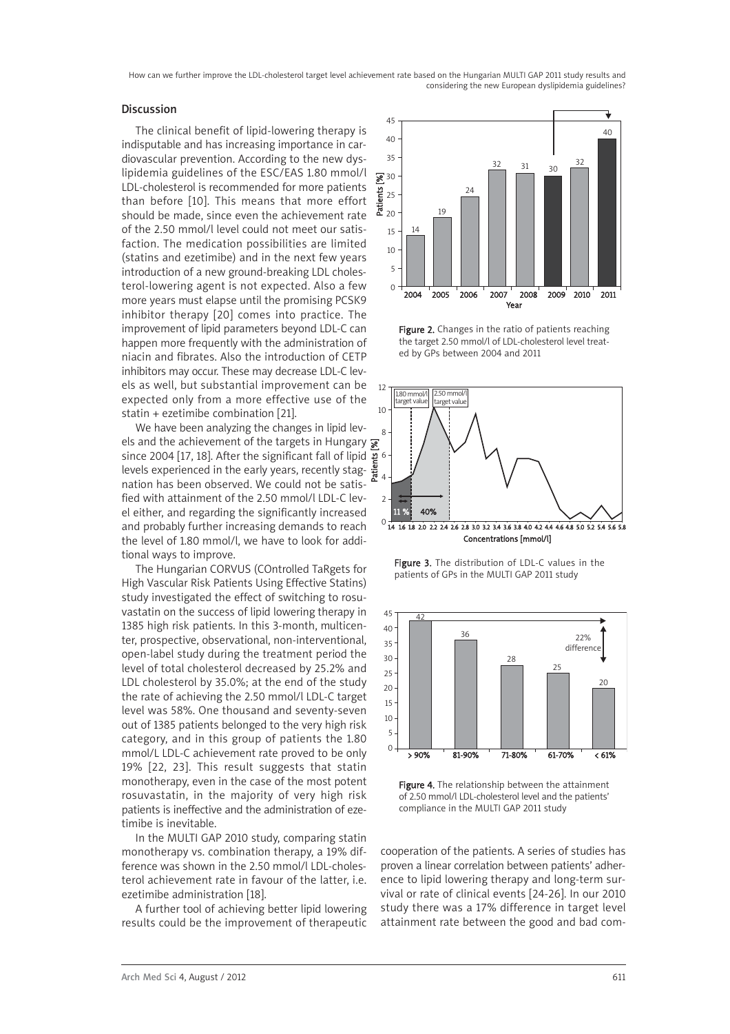## Discussion

The clinical benefit of lipid-lowering therapy is indisputable and has increasing importance in cardiovascular prevention. According to the new dyslipidemia guidelines of the ESC/EAS 1.80 mmol/l LDL-cholesterol is recommended for more patients than before [10]. This means that more effort should be made, since even the achievement rate of the 2.50 mmol/l level could not meet our satisfaction. The medication possibilities are limited (statins and ezetimibe) and in the next few years introduction of a new ground-breaking LDL cholesterol-lowering agent is not expected. Also a few more years must elapse until the promising PCSK9 inhibitor therapy [20] comes into practice. The improvement of lipid parameters beyond LDL-C can happen more frequently with the administration of niacin and fibrates. Also the introduction of CETP inhibitors may occur. These may decrease LDL-C levels as well, but substantial improvement can be expected only from a more effective use of the statin + ezetimibe combination [21].

We have been analyzing the changes in lipid levels and the achievement of the targets in Hungary since 2004 [17, 18]. After the significant fall of lipid levels experienced in the early years, recently stagnation has been observed. We could not be satisfied with attainment of the 2.50 mmol/l LDL-C level either, and regarding the significantly increased and probably further increasing demands to reach the level of 1.80 mmol/l, we have to look for additional ways to improve.

The Hungarian CORVUS (COntrolled TaRgets for High Vascular Risk Patients Using Effective Statins) study investigated the effect of switching to rosuvastatin on the success of lipid lowering therapy in 1385 high risk patients. In this 3-month, multicenter, prospective, observational, non-interventional, open-label study during the treatment period the level of total cholesterol decreased by 25.2% and LDL cholesterol by 35.0%; at the end of the study the rate of achieving the 2.50 mmol/l LDL-C target level was 58%. One thousand and seventy-seven out of 1385 patients belonged to the very high risk category, and in this group of patients the 1.80 mmol/L LDL-C achievement rate proved to be only 19% [22, 23]. This result suggests that statin monotherapy, even in the case of the most potent rosuvastatin, in the majority of very high risk patients is ineffective and the administration of ezetimibe is inevitable.

In the MULTI GAP 2010 study, comparing statin monotherapy vs. combination therapy, a 19% difference was shown in the 2.50 mmol/l LDL-cholesterol achievement rate in favour of the latter, i.e. ezetimibe administration [18].

A further tool of achieving better lipid lowering results could be the improvement of therapeutic cooperation of the patients. A series of studies has proven a linear correlation between patients' adherence to lipid lowering therapy and long-term survival or rate of clinical events [24-26]. In our 2010 study there was a 17% difference in target level attainment rate between the good and bad com-

Figure 2. Changes in the ratio of patients reaching the target 2.50 mmol/l of LDL-cholesterol level treated by GPs between 2004 and 2011

Figure 3. The distribution of LDL-C values in the patients of GPs in the MULTI GAP 2011 study

Figure 4. The relationship between the attainment of 2.50 mmol/l LDL-cholesterol level and the patients' compliance in the MULTI GAP 2011 study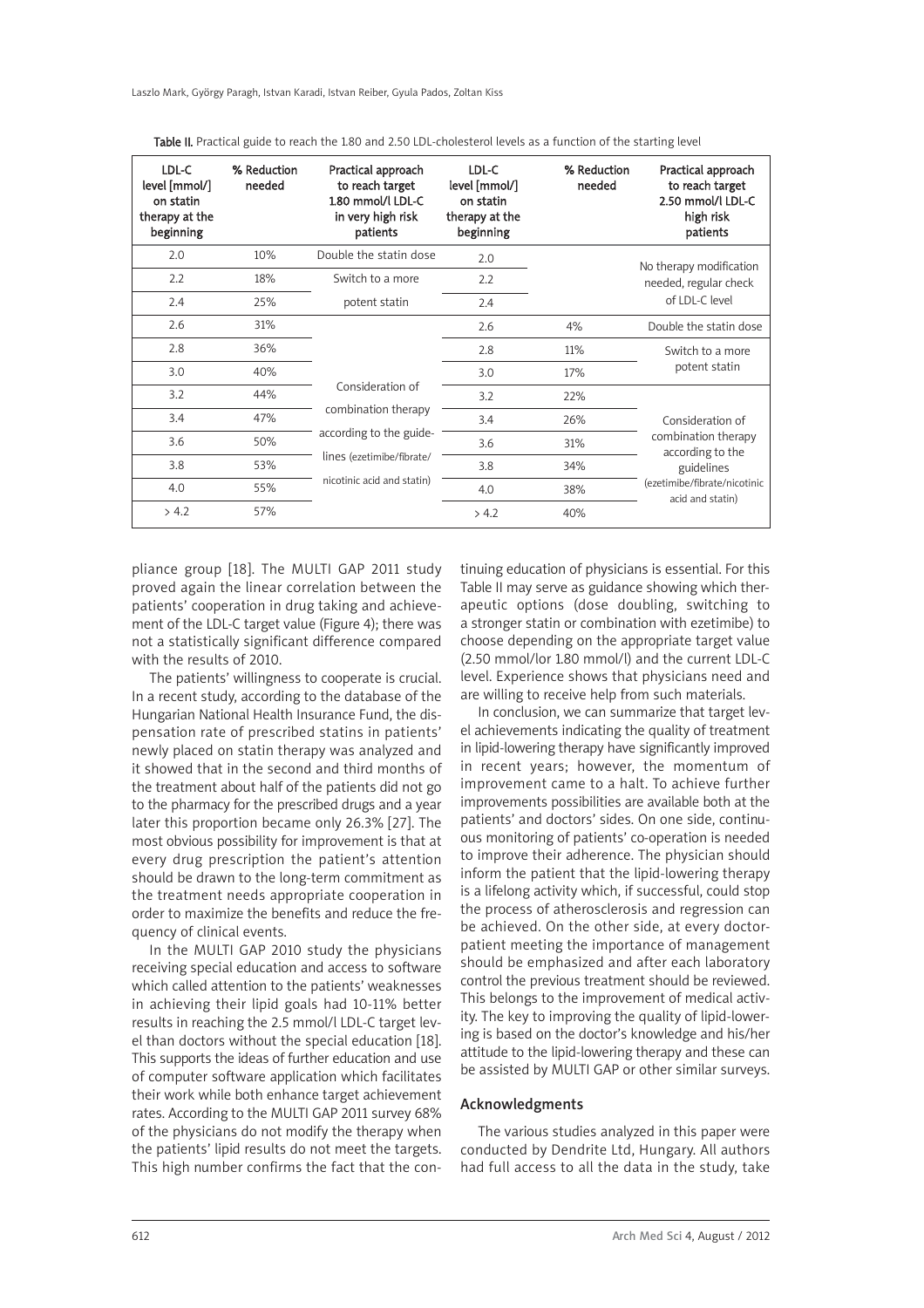Table II. Practical guide to reach the 1.80 and 2.50 LDL-cholesterol levels as a function of the starting level

| LDL-C level [mmol/] on statin therapy at the beginning | % Reduction needed | Practical approach to reach target 1.80 mmol/l LDL-C in very high risk patients | LDL-C level [mmol/] on statin therapy at the beginning | % Reduction needed | Practical approach to reach target 2.50 mmol/l LDL-C high risk patients |
|---|---|---|---|---|---|
| 2.0 | 10% | Double the statin dose | 2.0 | | No therapy modification needed, regular check of LDL-C level |
| 2.2 | 18% | Switch to a more potent statin | 2.2 | | |
| 2.4 | 25% | | 2.4 | | |
| 2.6 | 31% | Consideration of combination therapy according to the guidelines (ezetimibe/fibrate/nicotinic acid and statin) | 2.6 | 4% | Double the statin dose |
| 2.8 | 36% | | 2.8 | 11% | Switch to a more potent statin |
| 3.0 | 40% | | 3.0 | 17% | |
| 3.2 | 44% | | 3.2 | 22% | Consideration of combination therapy according to the guidelines (ezetimibe/fibrate/nicotinic acid and statin) |
| 3.4 | 47% | | 3.4 | 26% | |
| 3.6 | 50% | | 3.6 | 31% | |
| 3.8 | 53% | | 3.8 | 34% | |
| 4.0 | 55% | | 4.0 | 38% | |
| > 4.2 | 57% | | > 4.2 | 40% | |

pliance group [18]. The MULTI GAP 2011 study proved again the linear correlation between the patients' cooperation in drug taking and achievement of the LDL-C target value (Figure 4); there was not a statistically significant difference compared with the results of 2010.

The patients' willingness to cooperate is crucial. In a recent study, according to the database of the Hungarian National Health Insurance Fund, the dispensation rate of prescribed statins in patients' newly placed on statin therapy was analyzed and it showed that in the second and third months of the treatment about half of the patients did not go to the pharmacy for the prescribed drugs and a year later this proportion became only 26.3% [27]. The most obvious possibility for improvement is that at every drug prescription the patient's attention should be drawn to the long-term commitment as the treatment needs appropriate cooperation in order to maximize the benefits and reduce the frequency of clinical events.

In the MULTI GAP 2010 study the physicians receiving special education and access to software which called attention to the patients' weaknesses in achieving their lipid goals had 10-11% better results in reaching the 2.5 mmol/l LDL-C target level than doctors without the special education [18]. This supports the ideas of further education and use of computer software application which facilitates their work while both enhance target achievement rates. According to the MULTI GAP 2011 survey 68% of the physicians do not modify the therapy when the patients' lipid results do not meet the targets. This high number confirms the fact that the continuing education of physicians is essential. For this Table II may serve as guidance showing which therapeutic options (dose doubling, switching to a stronger statin or combination with ezetimibe) to choose depending on the appropriate target value (2.50 mmol/lor 1.80 mmol/l) and the current LDL-C level. Experience shows that physicians need and are willing to receive help from such materials.

In conclusion, we can summarize that target level achievements indicating the quality of treatment in lipid-lowering therapy have significantly improved in recent years; however, the momentum of improvement came to a halt. To achieve further improvements possibilities are available both at the patients' and doctors' sides. On one side, continuous monitoring of patients' co-operation is needed to improve their adherence. The physician should inform the patient that the lipid-lowering therapy is a lifelong activity which, if successful, could stop the process of atherosclerosis and regression can be achieved. On the other side, at every doctor-patient meeting the importance of management should be emphasized and after each laboratory control the previous treatment should be reviewed. This belongs to the improvement of medical activity. The key to improving the quality of lipid-lowering is based on the doctor's knowledge and his/her attitude to the lipid-lowering therapy and these can be assisted by MULTI GAP or other similar surveys.

## Acknowledgments

The various studies analyzed in this paper were conducted by Dendrite Ltd, Hungary. All authors had full access to all the data in the study, take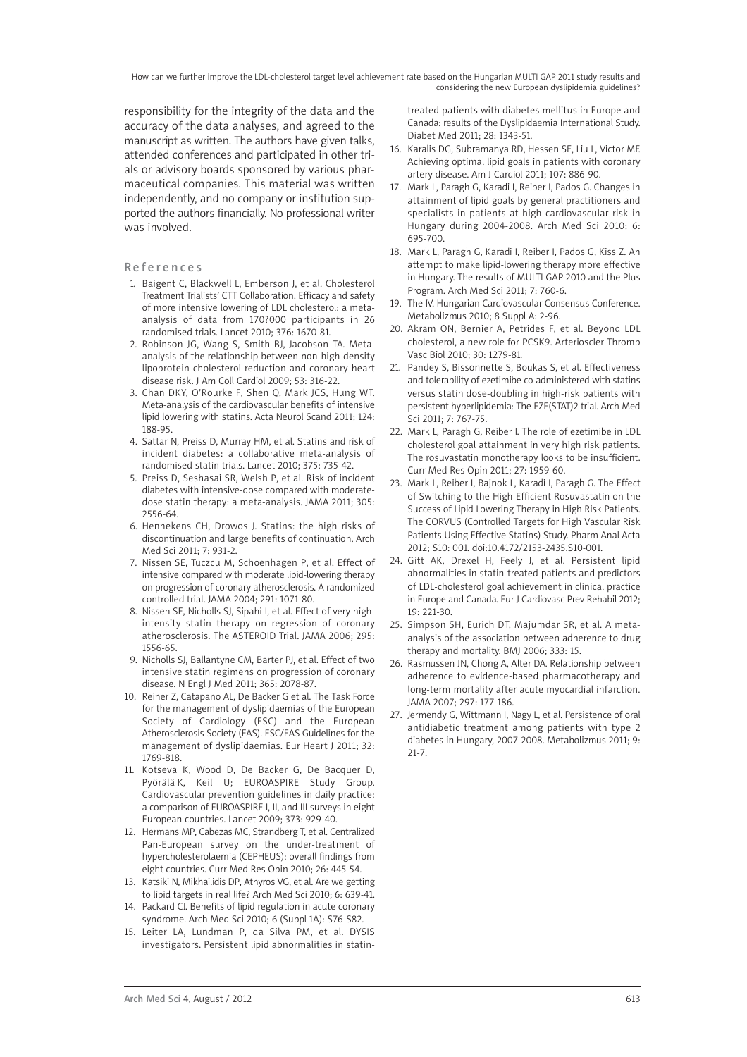responsibility for the integrity of the data and the accuracy of the data analyses, and agreed to the manuscript as written. The authors have given talks, attended conferences and participated in other trials or advisory boards sponsored by various pharmaceutical companies. This material was written independently, and no company or institution supported the authors financially. No professional writer was involved.

## References

1. Baigent C, Blackwell L, Emberson J, et al. Cholesterol Treatment Trialists' CTT Collaboration. Efficacy and safety of more intensive lowering of LDL cholesterol: a meta-analysis of data from 170?000 participants in 26 randomised trials. Lancet 2010; 376: 1670-81.
2. Robinson JG, Wang S, Smith BJ, Jacobson TA. Meta-analysis of the relationship between non-high-density lipoprotein cholesterol reduction and coronary heart disease risk. J Am Coll Cardiol 2009; 53: 316-22.
3. Chan DKY, O'Rourke F, Shen Q, Mark JCS, Hung WT. Meta-analysis of the cardiovascular benefits of intensive lipid lowering with statins. Acta Neurol Scand 2011; 124: 188-95.
4. Sattar N, Preiss D, Murray HM, et al. Statins and risk of incident diabetes: a collaborative meta-analysis of randomised statin trials. Lancet 2010; 375: 735-42.
5. Preiss D, Seshasai SR, Welsh P, et al. Risk of incident diabetes with intensive-dose compared with moderate-dose statin therapy: a meta-analysis. JAMA 2011; 305: 2556-64.
6. Hennekens CH, Drowos J. Statins: the high risks of discontinuation and large benefits of continuation. Arch Med Sci 2011; 7: 931-2.
7. Nissen SE, Tuczcu M, Schoenhagen P, et al. Effect of intensive compared with moderate lipid-lowering therapy on progression of coronary atherosclerosis. A randomized controlled trial. JAMA 2004; 291: 1071-80.
8. Nissen SE, Nicholls SJ, Sipahi I, et al. Effect of very high-intensity statin therapy on regression of coronary atherosclerosis. The ASTEROID Trial. JAMA 2006; 295: 1556-65.
9. Nicholls SJ, Ballantyne CM, Barter PJ, et al. Effect of two intensive statin regimens on progression of coronary disease. N Engl J Med 2011; 365: 2078-87.
10. Reiner Z, Catapano AL, De Backer G et al. The Task Force for the management of dyslipidaemias of the European Society of Cardiology (ESC) and the European Atherosclerosis Society (EAS). ESC/EAS Guidelines for the management of dyslipidaemias. Eur Heart J 2011; 32: 1769-818.
11. Kotseva K, Wood D, De Backer G, De Bacquer D, Pyörälä K, Keil U; EUROASPIRE Study Group. Cardiovascular prevention guidelines in daily practice: a comparison of EUROASPIRE I, II, and III surveys in eight European countries. Lancet 2009; 373: 929-40.
12. Hermans MP, Cabezas MC, Strandberg T, et al. Centralized Pan-European survey on the under-treatment of hypercholesterolaemia (CEPHEUS): overall findings from eight countries. Curr Med Res Opin 2010; 26: 445-54.
13. Katsiki N, Mikhailidis DP, Athyros VG, et al. Are we getting to lipid targets in real life? Arch Med Sci 2010; 6: 639-41.
14. Packard CJ. Benefits of lipid regulation in acute coronary syndrome. Arch Med Sci 2010; 6 (Suppl 1A): S76-S82.
15. Leiter LA, Lundman P, da Silva PM, et al. DYSIS investigators. Persistent lipid abnormalities in statin-treated patients with diabetes mellitus in Europe and Canada: results of the Dyslipidaemia International Study. Diabet Med 2011; 28: 1343-51.
16. Karalis DG, Subramanya RD, Hessen SE, Liu L, Victor MF. Achieving optimal lipid goals in patients with coronary artery disease. Am J Cardiol 2011; 107: 886-90.
17. Mark L, Paragh G, Karadi I, Reiber I, Pados G. Changes in attainment of lipid goals by general practitioners and specialists in patients at high cardiovascular risk in Hungary during 2004-2008. Arch Med Sci 2010; 6: 695-700.
18. Mark L, Paragh G, Karadi I, Reiber I, Pados G, Kiss Z. An attempt to make lipid-lowering therapy more effective in Hungary. The results of MULTI GAP 2010 and the Plus Program. Arch Med Sci 2011; 7: 760-6.
19. The IV. Hungarian Cardiovascular Consensus Conference. Metabolizmus 2010; 8 Suppl A: 2-96.
20. Akram ON, Bernier A, Petrides F, et al. Beyond LDL cholesterol, a new role for PCSK9. Arterioscler Thromb Vasc Biol 2010; 30: 1279-81.
21. Pandey S, Bissonnette S, Boukas S, et al. Effectiveness and tolerability of ezetimibe co-administered with statins versus statin dose-doubling in high-risk patients with persistent hyperlipidemia: The EZE(STAT)2 trial. Arch Med Sci 2011; 7: 767-75.
22. Mark L, Paragh G, Reiber I. The role of ezetimibe in LDL cholesterol goal attainment in very high risk patients. The rosuvastatin monotherapy looks to be insufficient. Curr Med Res Opin 2011; 27: 1959-60.
23. Mark L, Reiber I, Bajnok L, Karadi I, Paragh G. The Effect of Switching to the High-Efficient Rosuvastatin on the Success of Lipid Lowering Therapy in High Risk Patients. The CORVUS (Controlled Targets for High Vascular Risk Patients Using Effective Statins) Study. Pharm Anal Acta 2012; S10: 001. doi:10.4172/2153-2435.S10-001.
24. Gitt AK, Drexel H, Feely J, et al. Persistent lipid abnormalities in statin-treated patients and predictors of LDL-cholesterol goal achievement in clinical practice in Europe and Canada. Eur J Cardiovasc Prev Rehabil 2012; 19: 221-30.
25. Simpson SH, Eurich DT, Majumdar SR, et al. A meta-analysis of the association between adherence to drug therapy and mortality. BMJ 2006; 333: 15.
26. Rasmussen JN, Chong A, Alter DA. Relationship between adherence to evidence-based pharmacotherapy and long-term mortality after acute myocardial infarction. JAMA 2007; 297: 177-186.
27. Jermendy G, Wittmann I, Nagy L, et al. Persistence of oral antidiabetic treatment among patients with type 2 diabetes in Hungary, 2007-2008. Metabolizmus 2011; 9: 21-7.